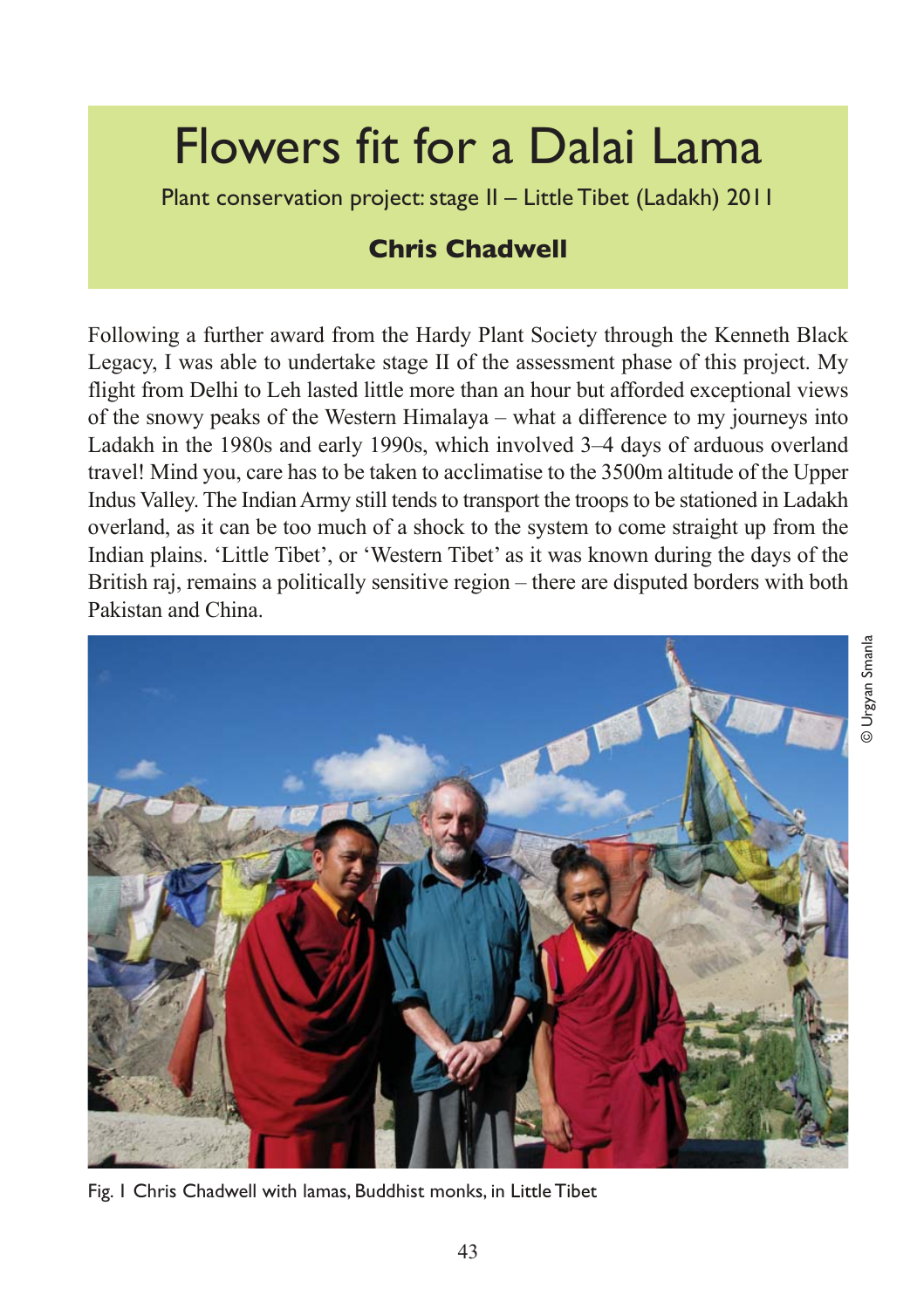# Flowers fit for a Dalai Lama

Plant conservation project: stage II – Little Tibet (Ladakh) 2011

**Chris Chadwell**

Following a further award from the Hardy Plant Society through the Kenneth Black Legacy, I was able to undertake stage II of the assessment phase of this project. My flight from Delhi to Leh lasted little more than an hour but afforded exceptional views of the snowy peaks of the Western Himalaya – what a difference to my journeys into Ladakh in the 1980s and early 1990s, which involved 3–4 days of arduous overland travel! Mind you, care has to be taken to acclimatise to the 3500m altitude of the Upper Indus Valley. The Indian Army still tends to transport the troops to be stationed in Ladakh overland, as it can be too much of a shock to the system to come straight up from the Indian plains. 'Little Tibet', or 'Western Tibet' as it was known during the days of the British raj, remains a politically sensitive region – there are disputed borders with both Pakistan and China.

© Urgyan Smanla

Fig. 1 Chris Chadwell with lamas, Buddhist monks, in Little Tibet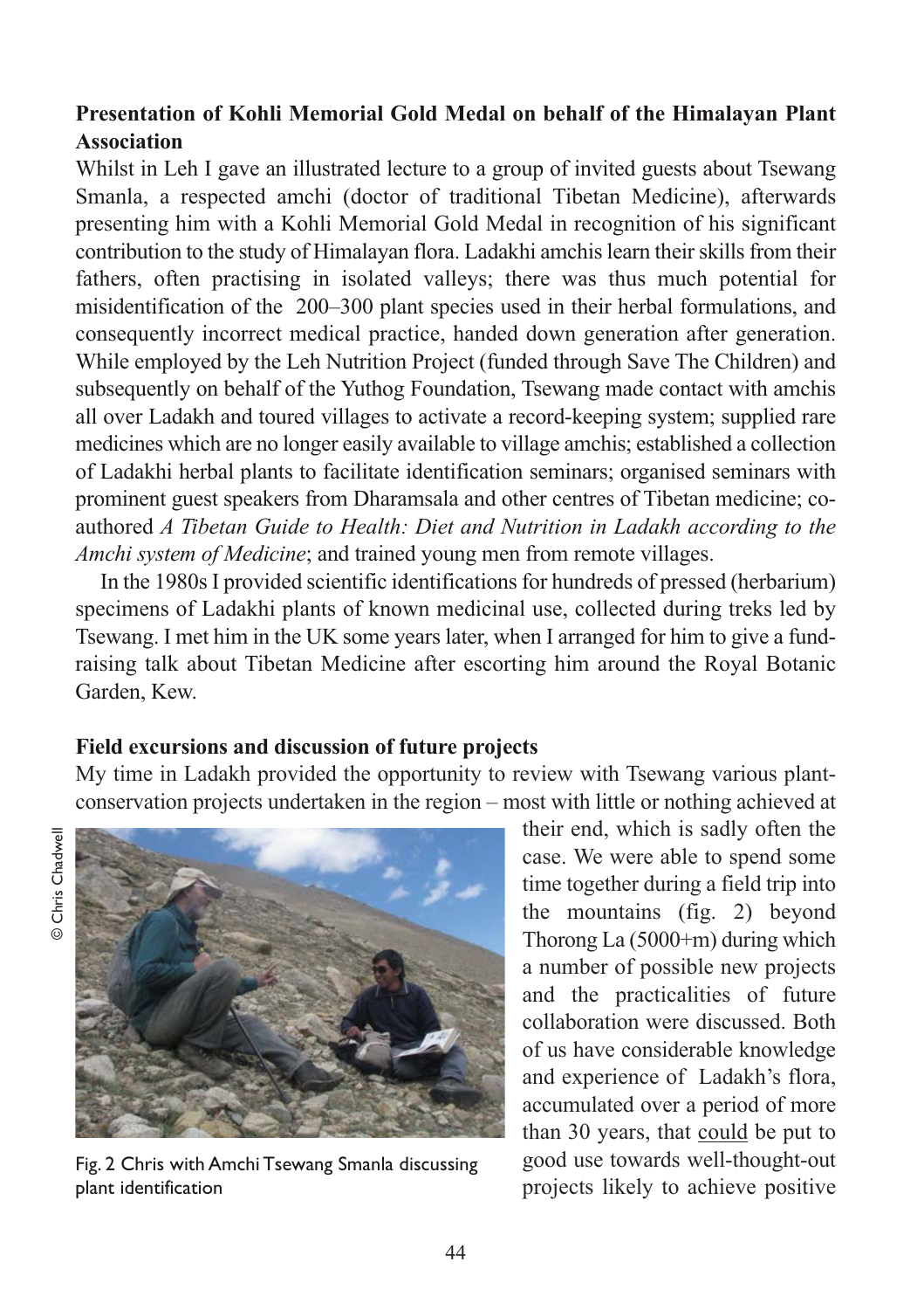**Presentation of Kohli Memorial Gold Medal on behalf of the Himalayan Plant Association**

Whilst in Leh I gave an illustrated lecture to a group of invited guests about Tsewang Smanla, a respected amchi (doctor of traditional Tibetan Medicine), afterwards presenting him with a Kohli Memorial Gold Medal in recognition of his significant contribution to the study of Himalayan flora. Ladakhi amchis learn their skills from their fathers, often practising in isolated valleys; there was thus much potential for misidentification of the 200–300 plant species used in their herbal formulations, and consequently incorrect medical practice, handed down generation after generation. While employed by the Leh Nutrition Project (funded through Save The Children) and subsequently on behalf of the Yuthog Foundation, Tsewang made contact with amchis all over Ladakh and toured villages to activate a record-keeping system; supplied rare medicines which are no longer easily available to village amchis; established a collection of Ladakhi herbal plants to facilitate identification seminars; organised seminars with prominent guest speakers from Dharamsala and other centres of Tibetan medicine; co-authored *A Tibetan Guide to Health: Diet and Nutrition in Ladakh according to the Amchi system of Medicine*; and trained young men from remote villages.

In the 1980s I provided scientific identifications for hundreds of pressed (herbarium) specimens of Ladakhi plants of known medicinal use, collected during treks led by Tsewang. I met him in the UK some years later, when I arranged for him to give a fund-raising talk about Tibetan Medicine after escorting him around the Royal Botanic Garden, Kew.

**Field excursions and discussion of future projects**

My time in Ladakh provided the opportunity to review with Tsewang various plant-conservation projects undertaken in the region – most with little or nothing achieved at their end, which is sadly often the case. We were able to spend some time together during a field trip into the mountains (fig. 2) beyond Thorong La (5000+m) during which a number of possible new projects and the practicalities of future collaboration were discussed. Both of us have considerable knowledge and experience of Ladakh's flora, accumulated over a period of more than 30 years, that could be put to good use towards well-thought-out projects likely to achieve positive

© Chris Chadwell

Fig. 2 Chris with Amchi Tsewang Smanla discussing plant identification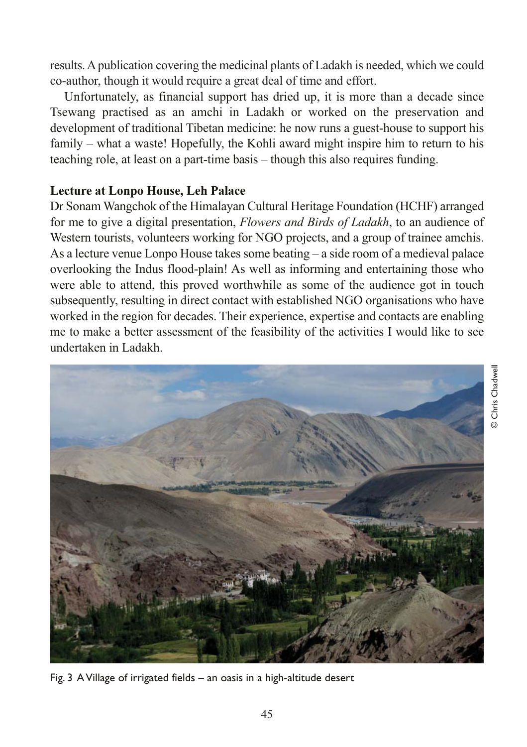results. A publication covering the medicinal plants of Ladakh is needed, which we could co-author, though it would require a great deal of time and effort.

Unfortunately, as financial support has dried up, it is more than a decade since Tsewang practised as an amchi in Ladakh or worked on the preservation and development of traditional Tibetan medicine: he now runs a guest-house to support his family – what a waste! Hopefully, the Kohli award might inspire him to return to his teaching role, at least on a part-time basis – though this also requires funding.

**Lecture at Lonpo House, Leh Palace**

Dr Sonam Wangchok of the Himalayan Cultural Heritage Foundation (HCHF) arranged for me to give a digital presentation, *Flowers and Birds of Ladakh*, to an audience of Western tourists, volunteers working for NGO projects, and a group of trainee amchis. As a lecture venue Lonpo House takes some beating – a side room of a medieval palace overlooking the Indus flood-plain! As well as informing and entertaining those who were able to attend, this proved worthwhile as some of the audience got in touch subsequently, resulting in direct contact with established NGO organisations who have worked in the region for decades. Their experience, expertise and contacts are enabling me to make a better assessment of the feasibility of the activities I would like to see undertaken in Ladakh.

© Chris Chadwell

Fig. 3 A Village of irrigated fields – an oasis in a high-altitude desert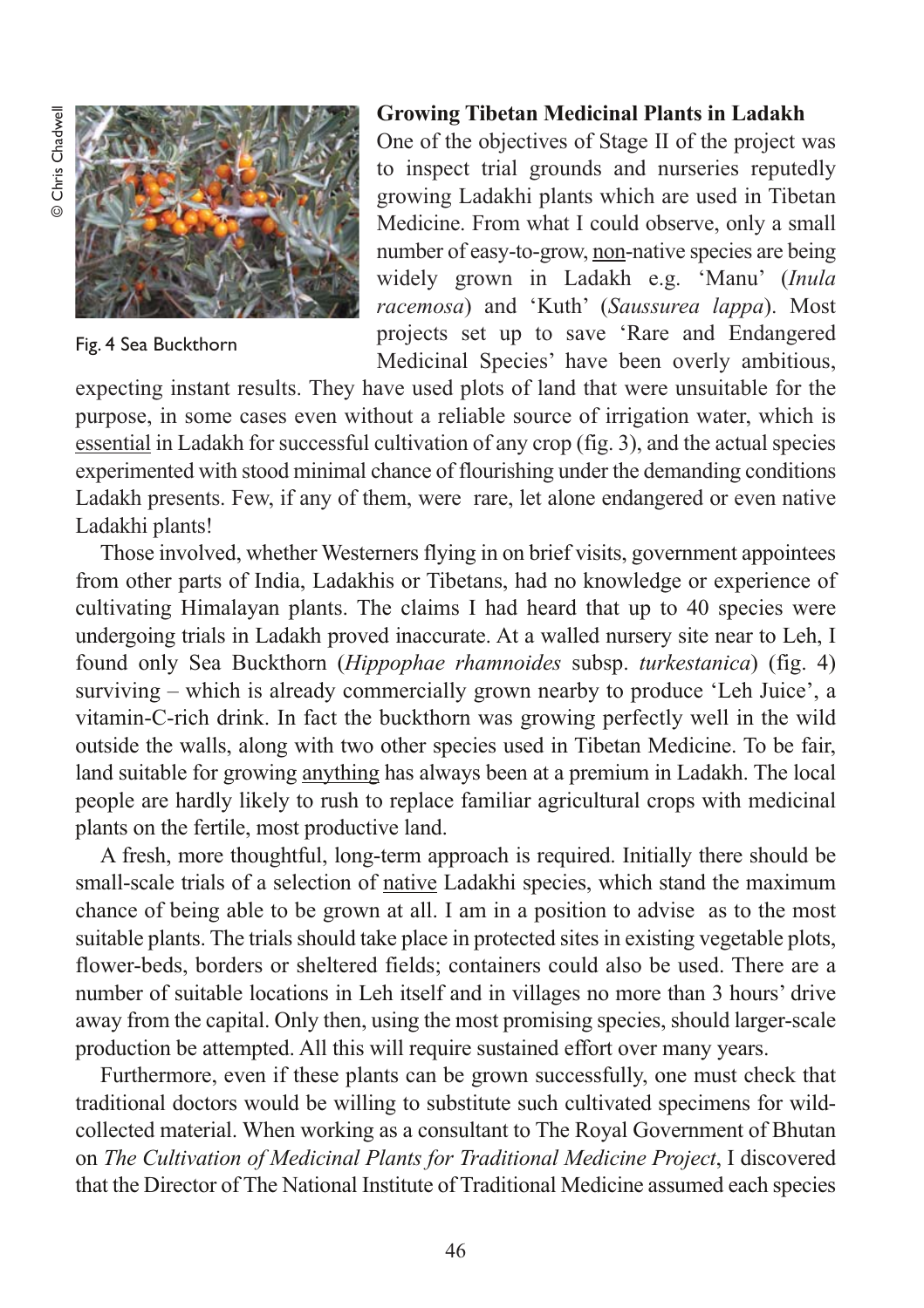Fig. 4 Sea Buckthorn

### Growing Tibetan Medicinal Plants in Ladakh

One of the objectives of Stage II of the project was to inspect trial grounds and nurseries reputedly growing Ladakhi plants which are used in Tibetan Medicine. From what I could observe, only a small number of easy-to-grow, non-native species are being widely grown in Ladakh e.g. 'Manu' (*Inula racemosa*) and 'Kuth' (*Saussurea lappa*). Most projects set up to save 'Rare and Endangered Medicinal Species' have been overly ambitious, expecting instant results. They have used plots of land that were unsuitable for the purpose, in some cases even without a reliable source of irrigation water, which is essential in Ladakh for successful cultivation of any crop (fig. 3), and the actual species experimented with stood minimal chance of flourishing under the demanding conditions Ladakh presents. Few, if any of them, were rare, let alone endangered or even native Ladakhi plants!

Those involved, whether Westerners flying in on brief visits, government appointees from other parts of India, Ladakhis or Tibetans, had no knowledge or experience of cultivating Himalayan plants. The claims I had heard that up to 40 species were undergoing trials in Ladakh proved inaccurate. At a walled nursery site near to Leh, I found only Sea Buckthorn (*Hippophae rhamnoides* subsp. *turkestanica*) (fig. 4) surviving – which is already commercially grown nearby to produce 'Leh Juice', a vitamin-C-rich drink. In fact the buckthorn was growing perfectly well in the wild outside the walls, along with two other species used in Tibetan Medicine. To be fair, land suitable for growing anything has always been at a premium in Ladakh. The local people are hardly likely to rush to replace familiar agricultural crops with medicinal plants on the fertile, most productive land.

A fresh, more thoughtful, long-term approach is required. Initially there should be small-scale trials of a selection of native Ladakhi species, which stand the maximum chance of being able to be grown at all. I am in a position to advise as to the most suitable plants. The trials should take place in protected sites in existing vegetable plots, flower-beds, borders or sheltered fields; containers could also be used. There are a number of suitable locations in Leh itself and in villages no more than 3 hours' drive away from the capital. Only then, using the most promising species, should larger-scale production be attempted. All this will require sustained effort over many years.

Furthermore, even if these plants can be grown successfully, one must check that traditional doctors would be willing to substitute such cultivated specimens for wild-collected material. When working as a consultant to The Royal Government of Bhutan on *The Cultivation of Medicinal Plants for Traditional Medicine Project*, I discovered that the Director of The National Institute of Traditional Medicine assumed each species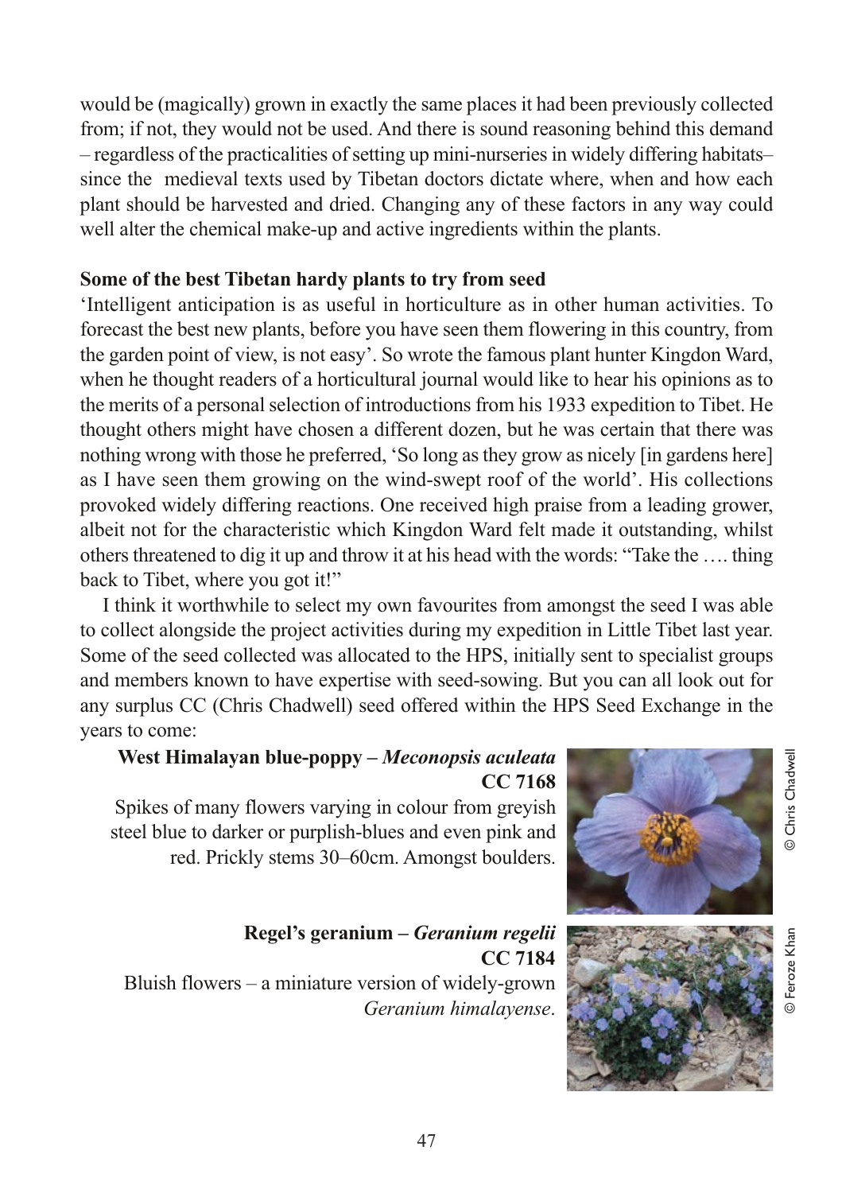would be (magically) grown in exactly the same places it had been previously collected from; if not, they would not be used. And there is sound reasoning behind this demand – regardless of the practicalities of setting up mini-nurseries in widely differing habitats– since the medieval texts used by Tibetan doctors dictate where, when and how each plant should be harvested and dried. Changing any of these factors in any way could well alter the chemical make-up and active ingredients within the plants.

**Some of the best Tibetan hardy plants to try from seed**

'Intelligent anticipation is as useful in horticulture as in other human activities. To forecast the best new plants, before you have seen them flowering in this country, from the garden point of view, is not easy'. So wrote the famous plant hunter Kingdon Ward, when he thought readers of a horticultural journal would like to hear his opinions as to the merits of a personal selection of introductions from his 1933 expedition to Tibet. He thought others might have chosen a different dozen, but he was certain that there was nothing wrong with those he preferred, 'So long as they grow as nicely [in gardens here] as I have seen them growing on the wind-swept roof of the world'. His collections provoked widely differing reactions. One received high praise from a leading grower, albeit not for the characteristic which Kingdon Ward felt made it outstanding, whilst others threatened to dig it up and throw it at his head with the words: "Take the …. thing back to Tibet, where you got it!"

I think it worthwhile to select my own favourites from amongst the seed I was able to collect alongside the project activities during my expedition in Little Tibet last year. Some of the seed collected was allocated to the HPS, initially sent to specialist groups and members known to have expertise with seed-sowing. But you can all look out for any surplus CC (Chris Chadwell) seed offered within the HPS Seed Exchange in the years to come:

**West Himalayan blue-poppy – *Meconopsis aculeata* CC 7168**

Spikes of many flowers varying in colour from greyish steel blue to darker or purplish-blues and even pink and red. Prickly stems 30–60cm. Amongst boulders.

© Chris Chadwell

**Regel's geranium – *Geranium regelii* CC 7184**

Bluish flowers – a miniature version of widely-grown *Geranium himalayense*.

© Feroze Khan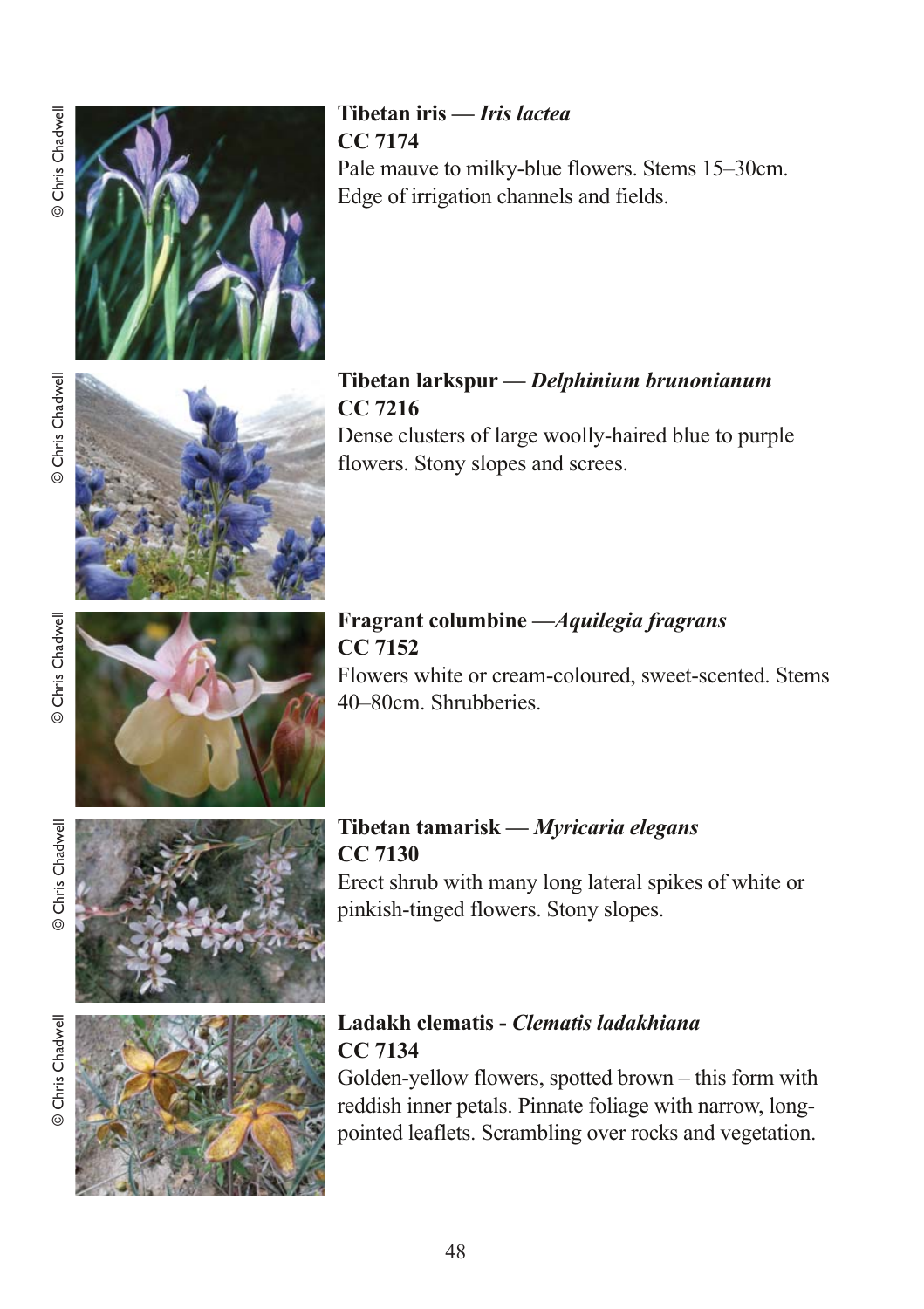**Tibetan iris — *Iris lactea***
**CC 7174**
Pale mauve to milky-blue flowers. Stems 15–30cm. Edge of irrigation channels and fields.

**Tibetan larkspur — *Delphinium brunonianum***
**CC 7216**
Dense clusters of large woolly-haired blue to purple flowers. Stony slopes and screes.

**Fragrant columbine —*Aquilegia fragrans***
**CC 7152**
Flowers white or cream-coloured, sweet-scented. Stems 40–80cm. Shrubberies.

**Tibetan tamarisk — *Myricaria elegans***
**CC 7130**
Erect shrub with many long lateral spikes of white or pinkish-tinged flowers. Stony slopes.

**Ladakh clematis - *Clematis ladakhiana***
**CC 7134**
Golden-yellow flowers, spotted brown – this form with reddish inner petals. Pinnate foliage with narrow, long-pointed leaflets. Scrambling over rocks and vegetation.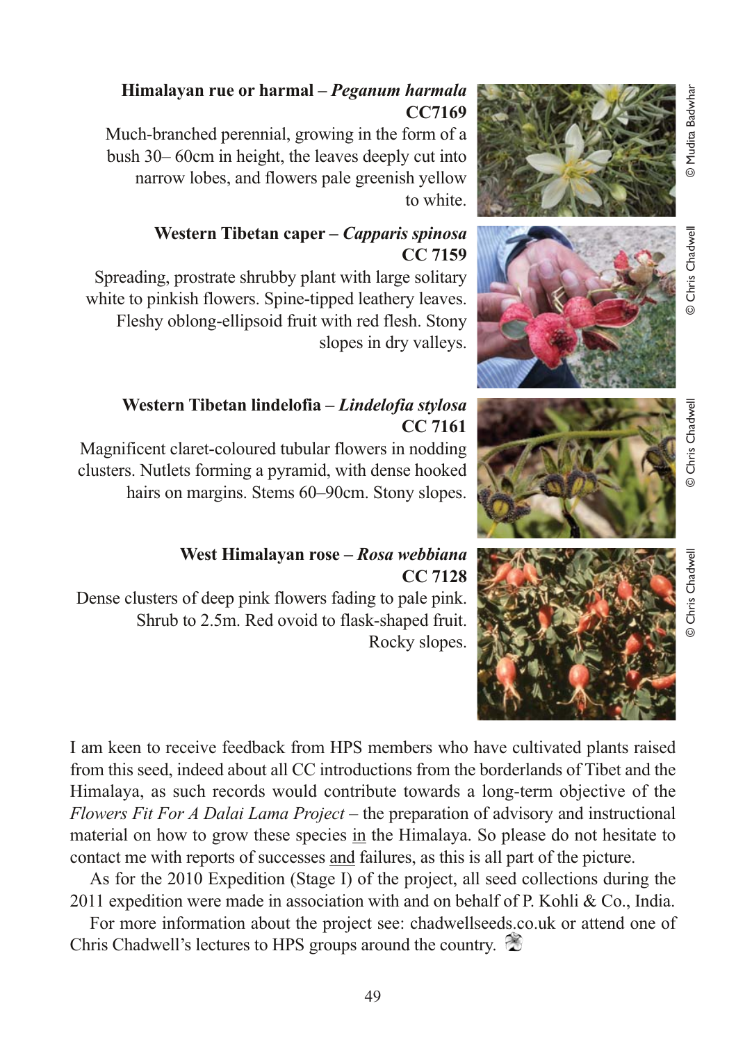**Himalayan rue or harmal – *Peganum harmala***
**CC7169**

Much-branched perennial, growing in the form of a bush 30– 60cm in height, the leaves deeply cut into narrow lobes, and flowers pale greenish yellow to white.

© Mudita Badwhar

**Western Tibetan caper – *Capparis spinosa***
**CC 7159**

Spreading, prostrate shrubby plant with large solitary white to pinkish flowers. Spine-tipped leathery leaves. Fleshy oblong-ellipsoid fruit with red flesh. Stony slopes in dry valleys.

© Chris Chadwell

**Western Tibetan lindelofia – *Lindelofia stylosa***
**CC 7161**

Magnificent claret-coloured tubular flowers in nodding clusters. Nutlets forming a pyramid, with dense hooked hairs on margins. Stems 60–90cm. Stony slopes.

© Chris Chadwell

**West Himalayan rose – *Rosa webbiana***
**CC 7128**

Dense clusters of deep pink flowers fading to pale pink. Shrub to 2.5m. Red ovoid to flask-shaped fruit. Rocky slopes.

© Chris Chadwell

I am keen to receive feedback from HPS members who have cultivated plants raised from this seed, indeed about all CC introductions from the borderlands of Tibet and the Himalaya, as such records would contribute towards a long-term objective of the *Flowers Fit For A Dalai Lama Project* – the preparation of advisory and instructional material on how to grow these species in the Himalaya. So please do not hesitate to contact me with reports of successes and failures, as this is all part of the picture.

As for the 2010 Expedition (Stage I) of the project, all seed collections during the 2011 expedition were made in association with and on behalf of P. Kohli & Co., India.

For more information about the project see: chadwellseeds.co.uk or attend one of Chris Chadwell's lectures to HPS groups around the country.